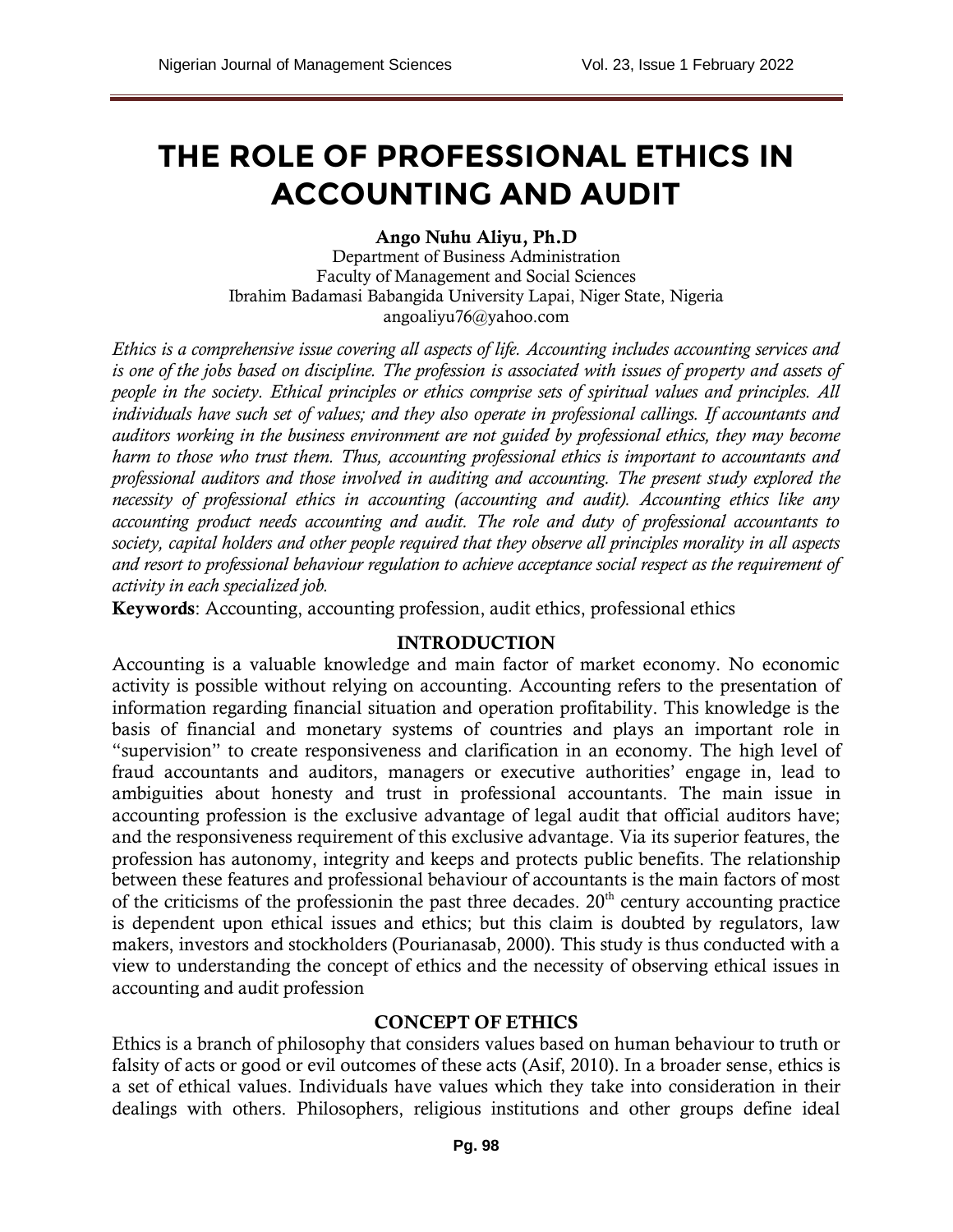# THE ROLE OF PROFESSIONAL ETHICS IN ACCOUNTING AND AUDIT

**Ango Nuhu Aliyu, Ph.D**
Department of Business Administration
Faculty of Management and Social Sciences
Ibrahim Badamasi Babangida University Lapai, Niger State, Nigeria
angoaliyu76@yahoo.com

*Ethics is a comprehensive issue covering all aspects of life. Accounting includes accounting services and is one of the jobs based on discipline. The profession is associated with issues of property and assets of people in the society. Ethical principles or ethics comprise sets of spiritual values and principles. All individuals have such set of values; and they also operate in professional callings. If accountants and auditors working in the business environment are not guided by professional ethics, they may become harm to those who trust them. Thus, accounting professional ethics is important to accountants and professional auditors and those involved in auditing and accounting. The present study explored the necessity of professional ethics in accounting (accounting and audit). Accounting ethics like any accounting product needs accounting and audit. The role and duty of professional accountants to society, capital holders and other people required that they observe all principles morality in all aspects and resort to professional behaviour regulation to achieve acceptance social respect as the requirement of activity in each specialized job.*

**Keywords**: Accounting, accounting profession, audit ethics, professional ethics

## INTRODUCTION

Accounting is a valuable knowledge and main factor of market economy. No economic activity is possible without relying on accounting. Accounting refers to the presentation of information regarding financial situation and operation profitability. This knowledge is the basis of financial and monetary systems of countries and plays an important role in "supervision" to create responsiveness and clarification in an economy. The high level of fraud accountants and auditors, managers or executive authorities' engage in, lead to ambiguities about honesty and trust in professional accountants. The main issue in accounting profession is the exclusive advantage of legal audit that official auditors have; and the responsiveness requirement of this exclusive advantage. Via its superior features, the profession has autonomy, integrity and keeps and protects public benefits. The relationship between these features and professional behaviour of accountants is the main factors of most of the criticisms of the professionin the past three decades. 20th century accounting practice is dependent upon ethical issues and ethics; but this claim is doubted by regulators, law makers, investors and stockholders (Pourianasab, 2000). This study is thus conducted with a view to understanding the concept of ethics and the necessity of observing ethical issues in accounting and audit profession

## CONCEPT OF ETHICS

Ethics is a branch of philosophy that considers values based on human behaviour to truth or falsity of acts or good or evil outcomes of these acts (Asif, 2010). In a broader sense, ethics is a set of ethical values. Individuals have values which they take into consideration in their dealings with others. Philosophers, religious institutions and other groups define ideal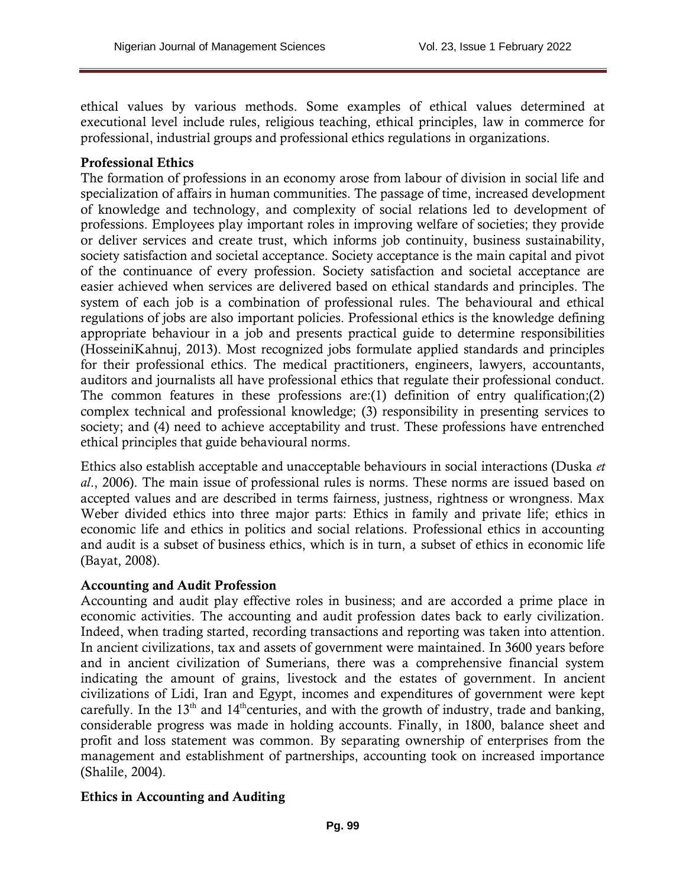ethical values by various methods. Some examples of ethical values determined at executional level include rules, religious teaching, ethical principles, law in commerce for professional, industrial groups and professional ethics regulations in organizations.

### Professional Ethics

The formation of professions in an economy arose from labour of division in social life and specialization of affairs in human communities. The passage of time, increased development of knowledge and technology, and complexity of social relations led to development of professions. Employees play important roles in improving welfare of societies; they provide or deliver services and create trust, which informs job continuity, business sustainability, society satisfaction and societal acceptance. Society acceptance is the main capital and pivot of the continuance of every profession. Society satisfaction and societal acceptance are easier achieved when services are delivered based on ethical standards and principles. The system of each job is a combination of professional rules. The behavioural and ethical regulations of jobs are also important policies. Professional ethics is the knowledge defining appropriate behaviour in a job and presents practical guide to determine responsibilities (HosseiniKahnuj, 2013). Most recognized jobs formulate applied standards and principles for their professional ethics. The medical practitioners, engineers, lawyers, accountants, auditors and journalists all have professional ethics that regulate their professional conduct. The common features in these professions are:(1) definition of entry qualification;(2) complex technical and professional knowledge; (3) responsibility in presenting services to society; and (4) need to achieve acceptability and trust. These professions have entrenched ethical principles that guide behavioural norms.

Ethics also establish acceptable and unacceptable behaviours in social interactions (Duska *et al*., 2006). The main issue of professional rules is norms. These norms are issued based on accepted values and are described in terms fairness, justness, rightness or wrongness. Max Weber divided ethics into three major parts: Ethics in family and private life; ethics in economic life and ethics in politics and social relations. Professional ethics in accounting and audit is a subset of business ethics, which is in turn, a subset of ethics in economic life (Bayat, 2008).

### Accounting and Audit Profession

Accounting and audit play effective roles in business; and are accorded a prime place in economic activities. The accounting and audit profession dates back to early civilization. Indeed, when trading started, recording transactions and reporting was taken into attention. In ancient civilizations, tax and assets of government were maintained. In 3600 years before and in ancient civilization of Sumerians, there was a comprehensive financial system indicating the amount of grains, livestock and the estates of government. In ancient civilizations of Lidi, Iran and Egypt, incomes and expenditures of government were kept carefully. In the 13th and 14th centuries, and with the growth of industry, trade and banking, considerable progress was made in holding accounts. Finally, in 1800, balance sheet and profit and loss statement was common. By separating ownership of enterprises from the management and establishment of partnerships, accounting took on increased importance (Shalile, 2004).

### Ethics in Accounting and Auditing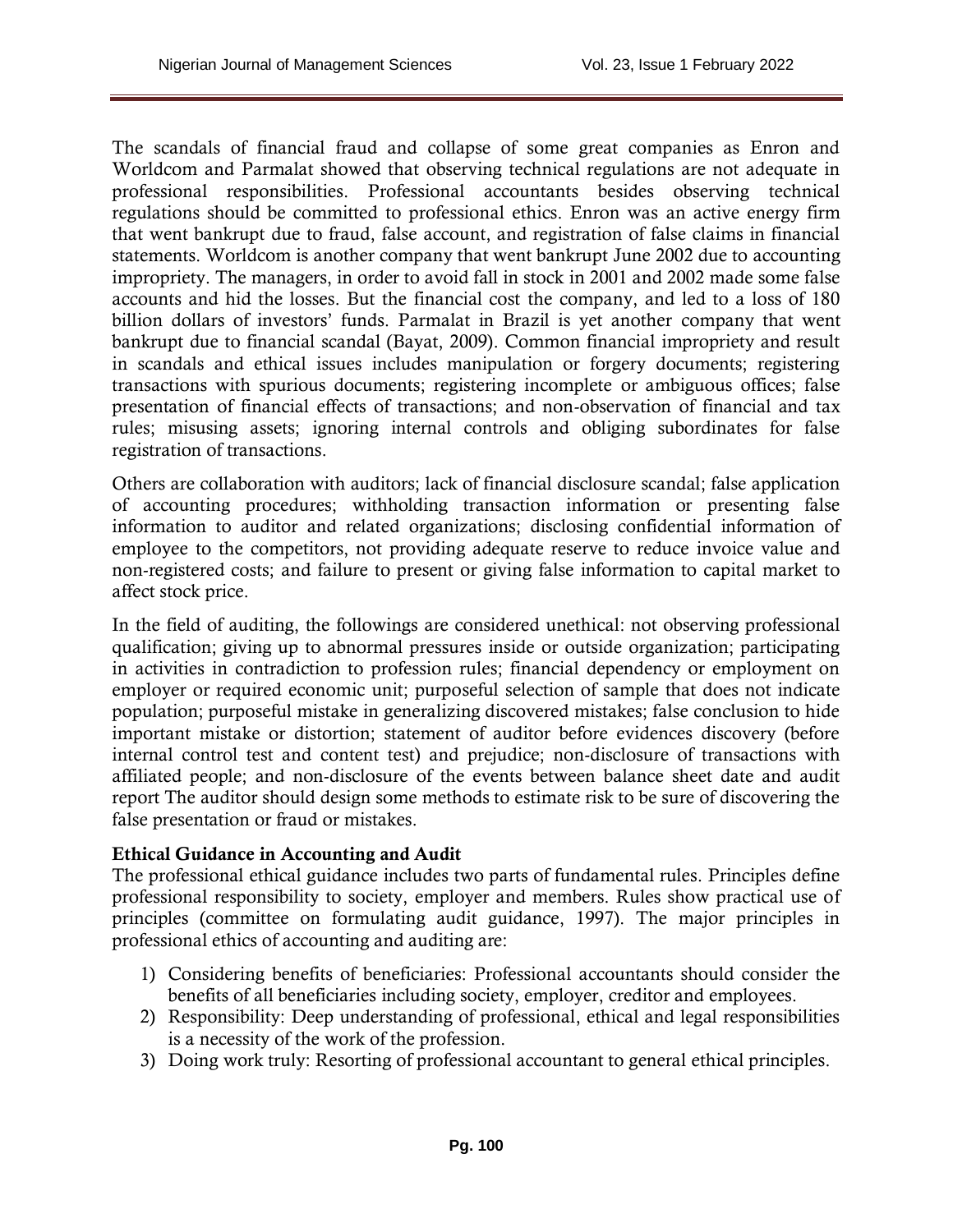The scandals of financial fraud and collapse of some great companies as Enron and Worldcom and Parmalat showed that observing technical regulations are not adequate in professional responsibilities. Professional accountants besides observing technical regulations should be committed to professional ethics. Enron was an active energy firm that went bankrupt due to fraud, false account, and registration of false claims in financial statements. Worldcom is another company that went bankrupt June 2002 due to accounting impropriety. The managers, in order to avoid fall in stock in 2001 and 2002 made some false accounts and hid the losses. But the financial cost the company, and led to a loss of 180 billion dollars of investors' funds. Parmalat in Brazil is yet another company that went bankrupt due to financial scandal (Bayat, 2009). Common financial impropriety and result in scandals and ethical issues includes manipulation or forgery documents; registering transactions with spurious documents; registering incomplete or ambiguous offices; false presentation of financial effects of transactions; and non-observation of financial and tax rules; misusing assets; ignoring internal controls and obliging subordinates for false registration of transactions.

Others are collaboration with auditors; lack of financial disclosure scandal; false application of accounting procedures; withholding transaction information or presenting false information to auditor and related organizations; disclosing confidential information of employee to the competitors, not providing adequate reserve to reduce invoice value and non-registered costs; and failure to present or giving false information to capital market to affect stock price.

In the field of auditing, the followings are considered unethical: not observing professional qualification; giving up to abnormal pressures inside or outside organization; participating in activities in contradiction to profession rules; financial dependency or employment on employer or required economic unit; purposeful selection of sample that does not indicate population; purposeful mistake in generalizing discovered mistakes; false conclusion to hide important mistake or distortion; statement of auditor before evidences discovery (before internal control test and content test) and prejudice; non-disclosure of transactions with affiliated people; and non-disclosure of the events between balance sheet date and audit report The auditor should design some methods to estimate risk to be sure of discovering the false presentation or fraud or mistakes.

**Ethical Guidance in Accounting and Audit**

The professional ethical guidance includes two parts of fundamental rules. Principles define professional responsibility to society, employer and members. Rules show practical use of principles (committee on formulating audit guidance, 1997). The major principles in professional ethics of accounting and auditing are:

1) Considering benefits of beneficiaries: Professional accountants should consider the benefits of all beneficiaries including society, employer, creditor and employees.
2) Responsibility: Deep understanding of professional, ethical and legal responsibilities is a necessity of the work of the profession.
3) Doing work truly: Resorting of professional accountant to general ethical principles.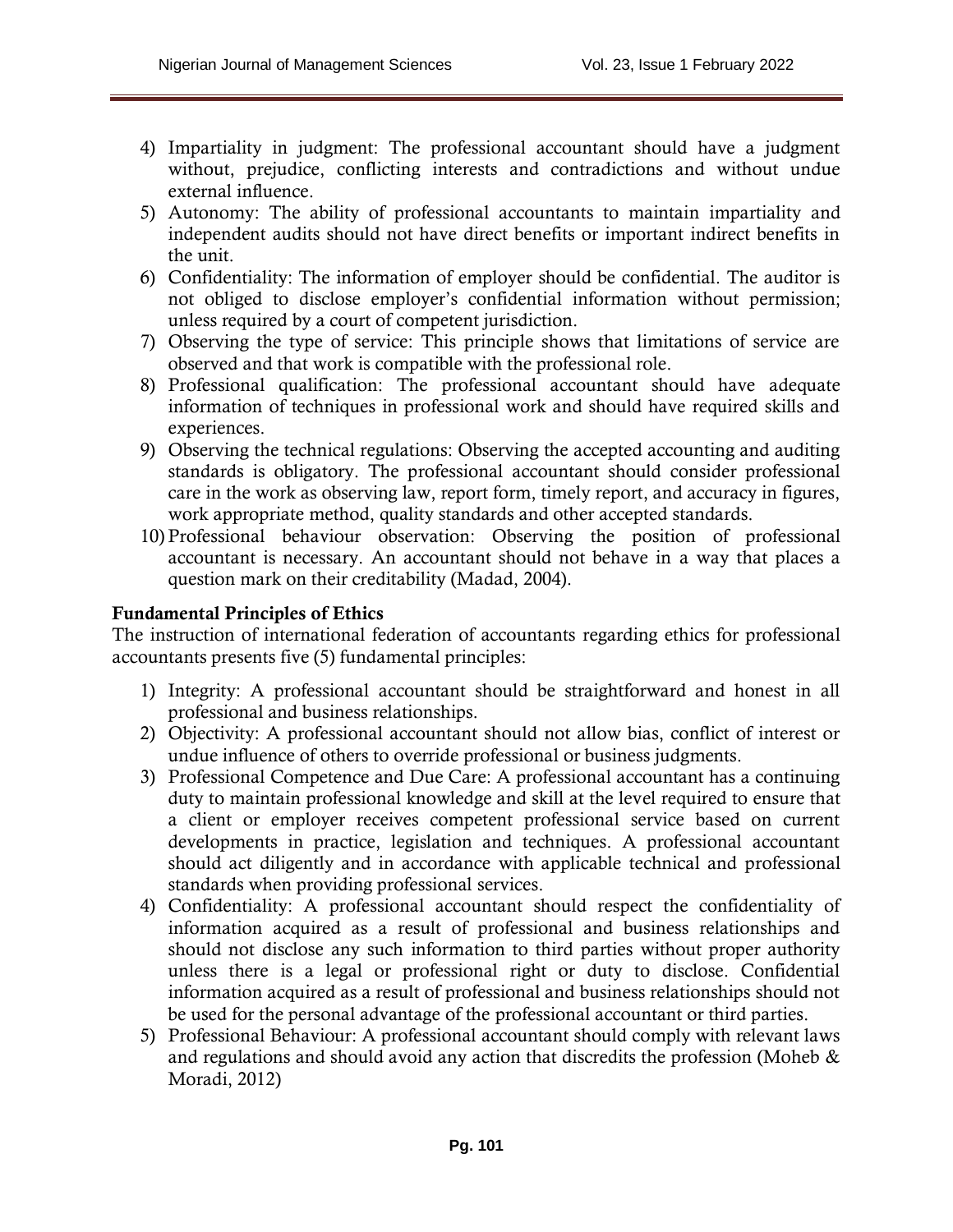4) Impartiality in judgment: The professional accountant should have a judgment without, prejudice, conflicting interests and contradictions and without undue external influence.
5) Autonomy: The ability of professional accountants to maintain impartiality and independent audits should not have direct benefits or important indirect benefits in the unit.
6) Confidentiality: The information of employer should be confidential. The auditor is not obliged to disclose employer's confidential information without permission; unless required by a court of competent jurisdiction.
7) Observing the type of service: This principle shows that limitations of service are observed and that work is compatible with the professional role.
8) Professional qualification: The professional accountant should have adequate information of techniques in professional work and should have required skills and experiences.
9) Observing the technical regulations: Observing the accepted accounting and auditing standards is obligatory. The professional accountant should consider professional care in the work as observing law, report form, timely report, and accuracy in figures, work appropriate method, quality standards and other accepted standards.
10) Professional behaviour observation: Observing the position of professional accountant is necessary. An accountant should not behave in a way that places a question mark on their creditability (Madad, 2004).

**Fundamental Principles of Ethics**

The instruction of international federation of accountants regarding ethics for professional accountants presents five (5) fundamental principles:

1) Integrity: A professional accountant should be straightforward and honest in all professional and business relationships.
2) Objectivity: A professional accountant should not allow bias, conflict of interest or undue influence of others to override professional or business judgments.
3) Professional Competence and Due Care: A professional accountant has a continuing duty to maintain professional knowledge and skill at the level required to ensure that a client or employer receives competent professional service based on current developments in practice, legislation and techniques. A professional accountant should act diligently and in accordance with applicable technical and professional standards when providing professional services.
4) Confidentiality: A professional accountant should respect the confidentiality of information acquired as a result of professional and business relationships and should not disclose any such information to third parties without proper authority unless there is a legal or professional right or duty to disclose. Confidential information acquired as a result of professional and business relationships should not be used for the personal advantage of the professional accountant or third parties.
5) Professional Behaviour: A professional accountant should comply with relevant laws and regulations and should avoid any action that discredits the profession (Moheb & Moradi, 2012)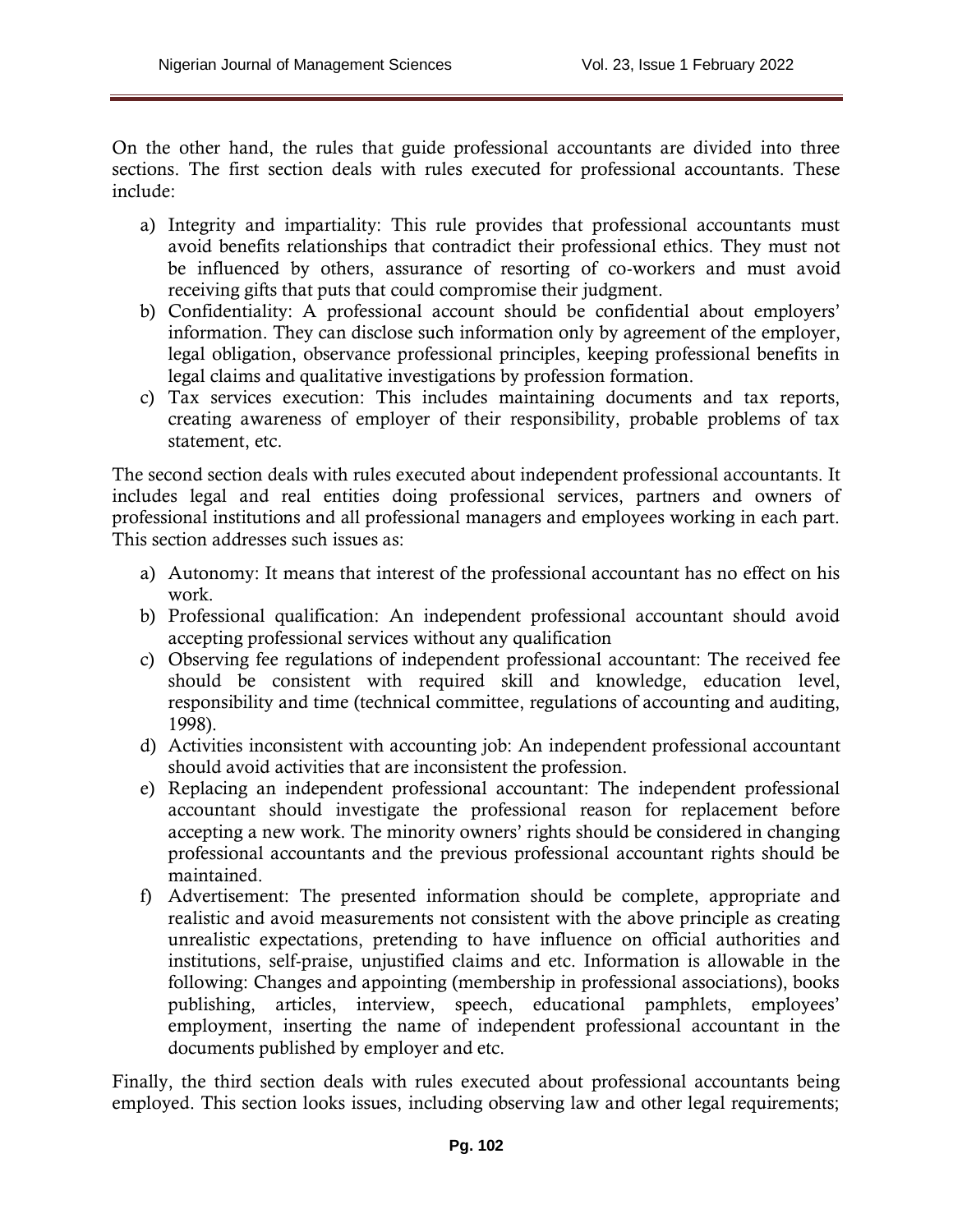On the other hand, the rules that guide professional accountants are divided into three sections. The first section deals with rules executed for professional accountants. These include:

a) Integrity and impartiality: This rule provides that professional accountants must avoid benefits relationships that contradict their professional ethics. They must not be influenced by others, assurance of resorting of co-workers and must avoid receiving gifts that puts that could compromise their judgment.
b) Confidentiality: A professional account should be confidential about employers' information. They can disclose such information only by agreement of the employer, legal obligation, observance professional principles, keeping professional benefits in legal claims and qualitative investigations by profession formation.
c) Tax services execution: This includes maintaining documents and tax reports, creating awareness of employer of their responsibility, probable problems of tax statement, etc.

The second section deals with rules executed about independent professional accountants. It includes legal and real entities doing professional services, partners and owners of professional institutions and all professional managers and employees working in each part. This section addresses such issues as:

a) Autonomy: It means that interest of the professional accountant has no effect on his work.
b) Professional qualification: An independent professional accountant should avoid accepting professional services without any qualification
c) Observing fee regulations of independent professional accountant: The received fee should be consistent with required skill and knowledge, education level, responsibility and time (technical committee, regulations of accounting and auditing, 1998).
d) Activities inconsistent with accounting job: An independent professional accountant should avoid activities that are inconsistent the profession.
e) Replacing an independent professional accountant: The independent professional accountant should investigate the professional reason for replacement before accepting a new work. The minority owners' rights should be considered in changing professional accountants and the previous professional accountant rights should be maintained.
f) Advertisement: The presented information should be complete, appropriate and realistic and avoid measurements not consistent with the above principle as creating unrealistic expectations, pretending to have influence on official authorities and institutions, self-praise, unjustified claims and etc. Information is allowable in the following: Changes and appointing (membership in professional associations), books publishing, articles, interview, speech, educational pamphlets, employees' employment, inserting the name of independent professional accountant in the documents published by employer and etc.

Finally, the third section deals with rules executed about professional accountants being employed. This section looks issues, including observing law and other legal requirements;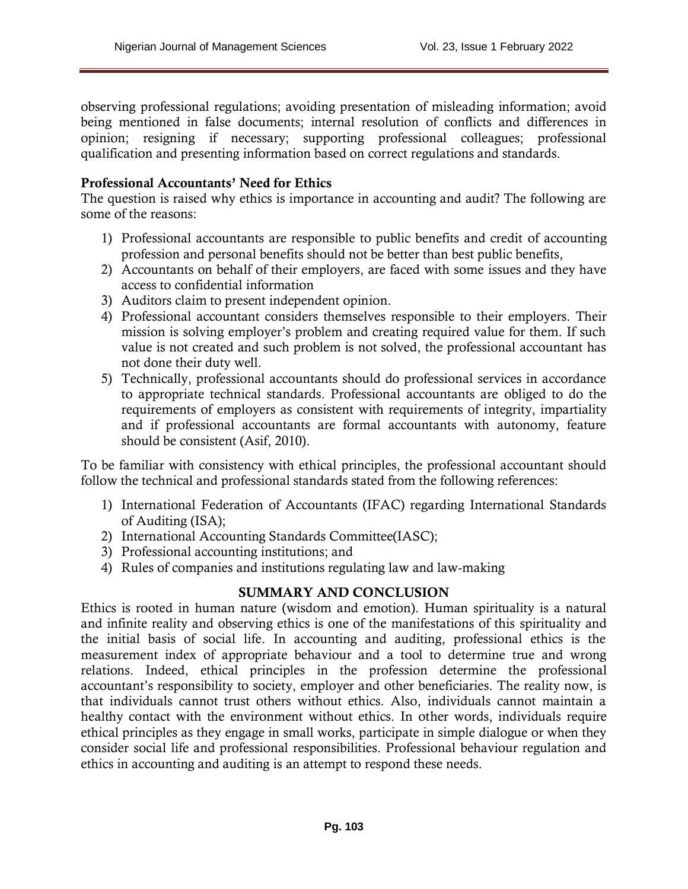observing professional regulations; avoiding presentation of misleading information; avoid being mentioned in false documents; internal resolution of conflicts and differences in opinion; resigning if necessary; supporting professional colleagues; professional qualification and presenting information based on correct regulations and standards.

**Professional Accountants' Need for Ethics**

The question is raised why ethics is importance in accounting and audit? The following are some of the reasons:

1) Professional accountants are responsible to public benefits and credit of accounting profession and personal benefits should not be better than best public benefits,
2) Accountants on behalf of their employers, are faced with some issues and they have access to confidential information
3) Auditors claim to present independent opinion.
4) Professional accountant considers themselves responsible to their employers. Their mission is solving employer's problem and creating required value for them. If such value is not created and such problem is not solved, the professional accountant has not done their duty well.
5) Technically, professional accountants should do professional services in accordance to appropriate technical standards. Professional accountants are obliged to do the requirements of employers as consistent with requirements of integrity, impartiality and if professional accountants are formal accountants with autonomy, feature should be consistent (Asif, 2010).

To be familiar with consistency with ethical principles, the professional accountant should follow the technical and professional standards stated from the following references:

1) International Federation of Accountants (IFAC) regarding International Standards of Auditing (ISA);
2) International Accounting Standards Committee(IASC);
3) Professional accounting institutions; and
4) Rules of companies and institutions regulating law and law-making

## SUMMARY AND CONCLUSION

Ethics is rooted in human nature (wisdom and emotion). Human spirituality is a natural and infinite reality and observing ethics is one of the manifestations of this spirituality and the initial basis of social life. In accounting and auditing, professional ethics is the measurement index of appropriate behaviour and a tool to determine true and wrong relations. Indeed, ethical principles in the profession determine the professional accountant's responsibility to society, employer and other beneficiaries. The reality now, is that individuals cannot trust others without ethics. Also, individuals cannot maintain a healthy contact with the environment without ethics. In other words, individuals require ethical principles as they engage in small works, participate in simple dialogue or when they consider social life and professional responsibilities. Professional behaviour regulation and ethics in accounting and auditing is an attempt to respond these needs.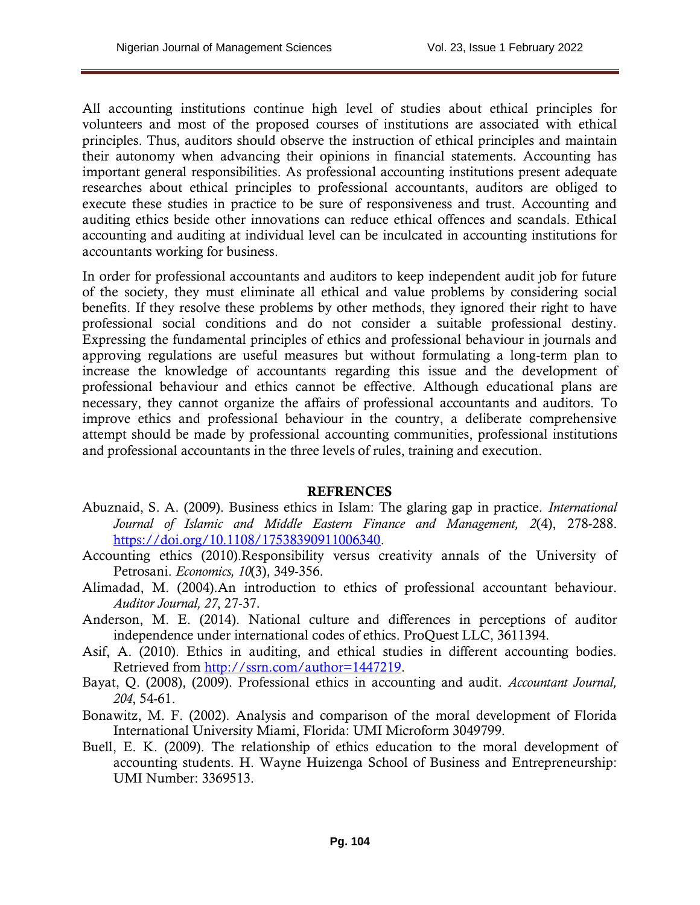All accounting institutions continue high level of studies about ethical principles for volunteers and most of the proposed courses of institutions are associated with ethical principles. Thus, auditors should observe the instruction of ethical principles and maintain their autonomy when advancing their opinions in financial statements. Accounting has important general responsibilities. As professional accounting institutions present adequate researches about ethical principles to professional accountants, auditors are obliged to execute these studies in practice to be sure of responsiveness and trust. Accounting and auditing ethics beside other innovations can reduce ethical offences and scandals. Ethical accounting and auditing at individual level can be inculcated in accounting institutions for accountants working for business.

In order for professional accountants and auditors to keep independent audit job for future of the society, they must eliminate all ethical and value problems by considering social benefits. If they resolve these problems by other methods, they ignored their right to have professional social conditions and do not consider a suitable professional destiny. Expressing the fundamental principles of ethics and professional behaviour in journals and approving regulations are useful measures but without formulating a long-term plan to increase the knowledge of accountants regarding this issue and the development of professional behaviour and ethics cannot be effective. Although educational plans are necessary, they cannot organize the affairs of professional accountants and auditors. To improve ethics and professional behaviour in the country, a deliberate comprehensive attempt should be made by professional accounting communities, professional institutions and professional accountants in the three levels of rules, training and execution.

## REFRENCES

Abuznaid, S. A. (2009). Business ethics in Islam: The glaring gap in practice. *International Journal of Islamic and Middle Eastern Finance and Management, 2*(4), 278-288. https://doi.org/10.1108/17538390911006340.

Accounting ethics (2010).Responsibility versus creativity annals of the University of Petrosani. *Economics, 10*(3), 349-356.

Alimadad, M. (2004).An introduction to ethics of professional accountant behaviour. *Auditor Journal, 27*, 27-37.

Anderson, M. E. (2014). National culture and differences in perceptions of auditor independence under international codes of ethics. ProQuest LLC, 3611394.

Asif, A. (2010). Ethics in auditing, and ethical studies in different accounting bodies. Retrieved from http://ssrn.com/author=1447219.

Bayat, Q. (2008), (2009). Professional ethics in accounting and audit. *Accountant Journal, 204*, 54-61.

Bonawitz, M. F. (2002). Analysis and comparison of the moral development of Florida International University Miami, Florida: UMI Microform 3049799.

Buell, E. K. (2009). The relationship of ethics education to the moral development of accounting students. H. Wayne Huizenga School of Business and Entrepreneurship: UMI Number: 3369513.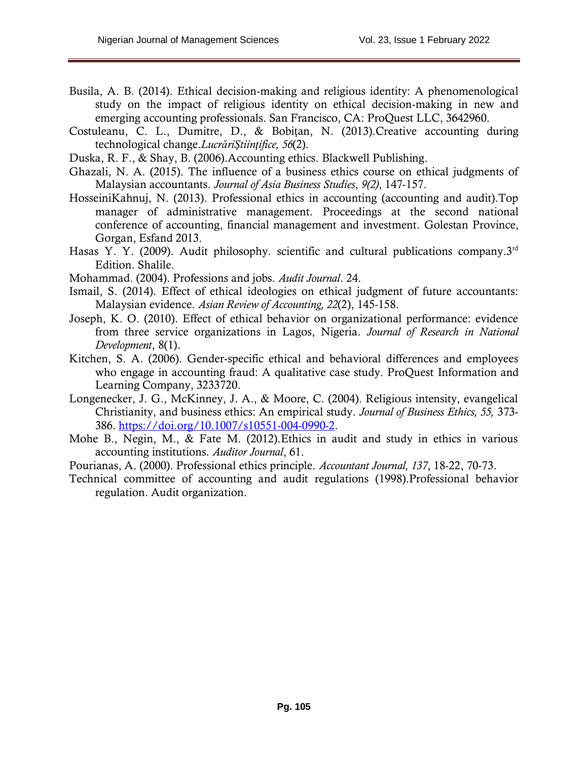Busila, A. B. (2014). Ethical decision-making and religious identity: A phenomenological study on the impact of religious identity on ethical decision-making in new and emerging accounting professionals. San Francisco, CA: ProQuest LLC, 3642960.

Costuleanu, C. L., Dumitre, D., & Bobiţan, N. (2013).Creative accounting during technological change.*LucrăriŞtiinţifice, 56*(2).

Duska, R. F., & Shay, B. (2006).Accounting ethics. Blackwell Publishing.

Ghazali, N. A. (2015). The influence of a business ethics course on ethical judgments of Malaysian accountants. *Journal of Asia Business Studies*, *9(2)*, 147-157.

HosseiniKahnuj, N. (2013). Professional ethics in accounting (accounting and audit).Top manager of administrative management. Proceedings at the second national conference of accounting, financial management and investment. Golestan Province, Gorgan, Esfand 2013.

Hasas Y. Y. (2009). Audit philosophy. scientific and cultural publications company.3rd Edition. Shalile.

Mohammad. (2004). Professions and jobs. *Audit Journal*. 24.

Ismail, S. (2014). Effect of ethical ideologies on ethical judgment of future accountants: Malaysian evidence. *Asian Review of Accounting, 22*(2), 145-158.

Joseph, K. O. (2010). Effect of ethical behavior on organizational performance: evidence from three service organizations in Lagos, Nigeria. *Journal of Research in National Development*, 8(1).

Kitchen, S. A. (2006). Gender-specific ethical and behavioral differences and employees who engage in accounting fraud: A qualitative case study. ProQuest Information and Learning Company, 3233720.

Longenecker, J. G., McKinney, J. A., & Moore, C. (2004). Religious intensity, evangelical Christianity, and business ethics: An empirical study. *Journal of Business Ethics, 55,* 373-386. https://doi.org/10.1007/s10551-004-0990-2.

Mohe B., Negin, M., & Fate M. (2012).Ethics in audit and study in ethics in various accounting institutions. *Auditor Journal*, 61.

Pourianas, A. (2000). Professional ethics principle. *Accountant Journal, 137*, 18-22, 70-73.

Technical committee of accounting and audit regulations (1998).Professional behavior regulation. Audit organization.